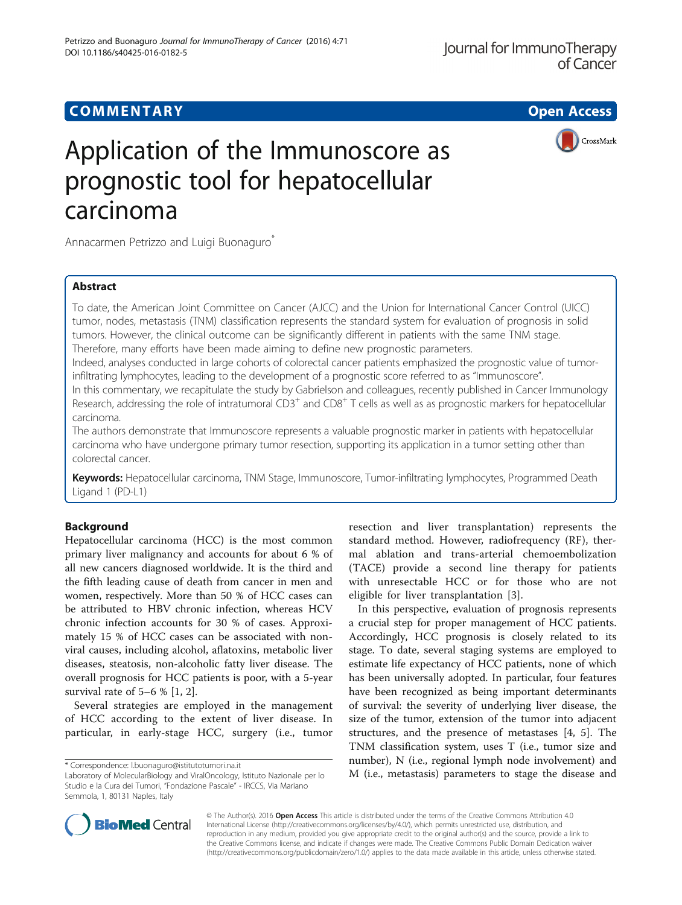COMMENTARY

Open Access

# Application of the Immunoscore as prognostic tool for hepatocellular carcinoma

Annacarmen Petrizzo and Luigi Buonaguro*

## Abstract

To date, the American Joint Committee on Cancer (AJCC) and the Union for International Cancer Control (UICC) tumor, nodes, metastasis (TNM) classification represents the standard system for evaluation of prognosis in solid tumors. However, the clinical outcome can be significantly different in patients with the same TNM stage. Therefore, many efforts have been made aiming to define new prognostic parameters.

Indeed, analyses conducted in large cohorts of colorectal cancer patients emphasized the prognostic value of tumor-infiltrating lymphocytes, leading to the development of a prognostic score referred to as "Immunoscore".

In this commentary, we recapitulate the study by Gabrielson and colleagues, recently published in Cancer Immunology Research, addressing the role of intratumoral $CD3^+$ and $CD8^+$ T cells as well as as prognostic markers for hepatocellular carcinoma.

The authors demonstrate that Immunoscore represents a valuable prognostic marker in patients with hepatocellular carcinoma who have undergone primary tumor resection, supporting its application in a tumor setting other than colorectal cancer.

**Keywords:** Hepatocellular carcinoma, TNM Stage, Immunoscore, Tumor-infiltrating lymphocytes, Programmed Death Ligand 1 (PD-L1)

## Background

Hepatocellular carcinoma (HCC) is the most common primary liver malignancy and accounts for about 6 % of all new cancers diagnosed worldwide. It is the third and the fifth leading cause of death from cancer in men and women, respectively. More than 50 % of HCC cases can be attributed to HBV chronic infection, whereas HCV chronic infection accounts for 30 % of cases. Approximately 15 % of HCC cases can be associated with non-viral causes, including alcohol, aflatoxins, metabolic liver diseases, steatosis, non-alcoholic fatty liver disease. The overall prognosis for HCC patients is poor, with a 5-year survival rate of 5–6 % [1, 2].

Several strategies are employed in the management of HCC according to the extent of liver disease. In particular, in early-stage HCC, surgery (i.e., tumor resection and liver transplantation) represents the standard method. However, radiofrequency (RF), thermal ablation and trans-arterial chemoembolization (TACE) provide a second line therapy for patients with unresectable HCC or for those who are not eligible for liver transplantation [3].

In this perspective, evaluation of prognosis represents a crucial step for proper management of HCC patients. Accordingly, HCC prognosis is closely related to its stage. To date, several staging systems are employed to estimate life expectancy of HCC patients, none of which has been universally adopted. In particular, four features have been recognized as being important determinants of survival: the severity of underlying liver disease, the size of the tumor, extension of the tumor into adjacent structures, and the presence of metastases [4, 5]. The TNM classification system, uses T (i.e., tumor size and number), N (i.e., regional lymph node involvement) and M (i.e., metastasis) parameters to stage the disease and

* Correspondence: l.buonaguro@istitutotumori.na.it
Laboratory of MolecularBiology and ViralOncology, Istituto Nazionale per lo Studio e la Cura dei Tumori, "Fondazione Pascale" - IRCCS, Via Mariano Semmola, 1, 80131 Naples, Italy

© The Author(s). 2016 **Open Access** This article is distributed under the terms of the Creative Commons Attribution 4.0 International License (http://creativecommons.org/licenses/by/4.0/), which permits unrestricted use, distribution, and reproduction in any medium, provided you give appropriate credit to the original author(s) and the source, provide a link to the Creative Commons license, and indicate if changes were made. The Creative Commons Public Domain Dedication waiver (http://creativecommons.org/publicdomain/zero/1.0/) applies to the data made available in this article, unless otherwise stated.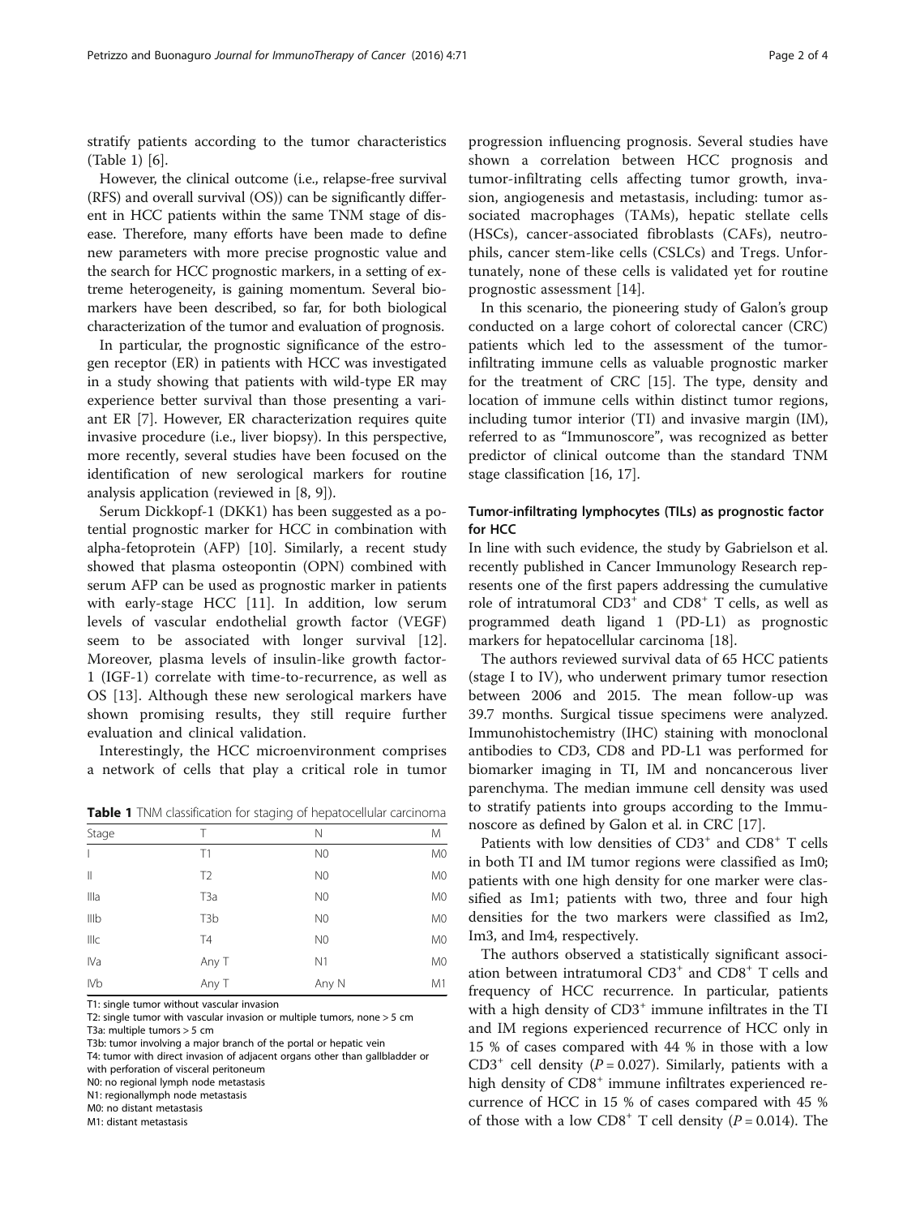stratify patients according to the tumor characteristics (Table 1) [6].

However, the clinical outcome (i.e., relapse-free survival (RFS) and overall survival (OS)) can be significantly different in HCC patients within the same TNM stage of disease. Therefore, many efforts have been made to define new parameters with more precise prognostic value and the search for HCC prognostic markers, in a setting of extreme heterogeneity, is gaining momentum. Several biomarkers have been described, so far, for both biological characterization of the tumor and evaluation of prognosis.

In particular, the prognostic significance of the estrogen receptor (ER) in patients with HCC was investigated in a study showing that patients with wild-type ER may experience better survival than those presenting a variant ER [7]. However, ER characterization requires quite invasive procedure (i.e., liver biopsy). In this perspective, more recently, several studies have been focused on the identification of new serological markers for routine analysis application (reviewed in [8, 9]).

Serum Dickkopf-1 (DKK1) has been suggested as a potential prognostic marker for HCC in combination with alpha-fetoprotein (AFP) [10]. Similarly, a recent study showed that plasma osteopontin (OPN) combined with serum AFP can be used as prognostic marker in patients with early-stage HCC [11]. In addition, low serum levels of vascular endothelial growth factor (VEGF) seem to be associated with longer survival [12]. Moreover, plasma levels of insulin-like growth factor-1 (IGF-1) correlate with time-to-recurrence, as well as OS [13]. Although these new serological markers have shown promising results, they still require further evaluation and clinical validation.

Interestingly, the HCC microenvironment comprises a network of cells that play a critical role in tumor progression influencing prognosis. Several studies have shown a correlation between HCC prognosis and tumor-infiltrating cells affecting tumor growth, invasion, angiogenesis and metastasis, including: tumor associated macrophages (TAMs), hepatic stellate cells (HSCs), cancer-associated fibroblasts (CAFs), neutrophils, cancer stem-like cells (CSLCs) and Tregs. Unfortunately, none of these cells is validated yet for routine prognostic assessment [14].

In this scenario, the pioneering study of Galon's group conducted on a large cohort of colorectal cancer (CRC) patients which led to the assessment of the tumor-infiltrating immune cells as valuable prognostic marker for the treatment of CRC [15]. The type, density and location of immune cells within distinct tumor regions, including tumor interior (TI) and invasive margin (IM), referred to as "Immunoscore", was recognized as better predictor of clinical outcome than the standard TNM stage classification [16, 17].

**Table 1** TNM classification for staging of hepatocellular carcinoma

| Stage | T | N | M |
|---|---|---|---|
| I | T1 | N0 | M0 |
| II | T2 | N0 | M0 |
| IIIa | T3a | N0 | M0 |
| IIIb | T3b | N0 | M0 |
| IIIc | T4 | N0 | M0 |
| IVa | Any T | N1 | M0 |
| IVb | Any T | Any N | M1 |

T1: single tumor without vascular invasion
T2: single tumor with vascular invasion or multiple tumors, none > 5 cm
T3a: multiple tumors > 5 cm
T3b: tumor involving a major branch of the portal or hepatic vein
T4: tumor with direct invasion of adjacent organs other than gallbladder or with perforation of visceral peritoneum
N0: no regional lymph node metastasis
N1: regionallymph node metastasis
M0: no distant metastasis
M1: distant metastasis

## Tumor-infiltrating lymphocytes (TILs) as prognostic factor for HCC

In line with such evidence, the study by Gabrielson et al. recently published in Cancer Immunology Research represents one of the first papers addressing the cumulative role of intratumoral $CD3^+$ and $CD8^+$ T cells, as well as programmed death ligand 1 (PD-L1) as prognostic markers for hepatocellular carcinoma [18].

The authors reviewed survival data of 65 HCC patients (stage I to IV), who underwent primary tumor resection between 2006 and 2015. The mean follow-up was 39.7 months. Surgical tissue specimens were analyzed. Immunohistochemistry (IHC) staining with monoclonal antibodies to CD3, CD8 and PD-L1 was performed for biomarker imaging in TI, IM and noncancerous liver parenchyma. The median immune cell density was used to stratify patients into groups according to the Immunoscore as defined by Galon et al. in CRC [17].

Patients with low densities of $CD3^+$ and $CD8^+$ T cells in both TI and IM tumor regions were classified as Im0; patients with one high density for one marker were classified as Im1; patients with two, three and four high densities for the two markers were classified as Im2, Im3, and Im4, respectively.

The authors observed a statistically significant association between intratumoral $CD3^+$ and $CD8^+$ T cells and frequency of HCC recurrence. In particular, patients with a high density of $CD3^+$ immune infiltrates in the TI and IM regions experienced recurrence of HCC only in 15 % of cases compared with 44 % in those with a low $CD3^+$ cell density ($P = 0.027$). Similarly, patients with a high density of $CD8^+$ immune infiltrates experienced recurrence of HCC in 15 % of cases compared with 45 % of those with a low $CD8^+$ T cell density ($P = 0.014$). The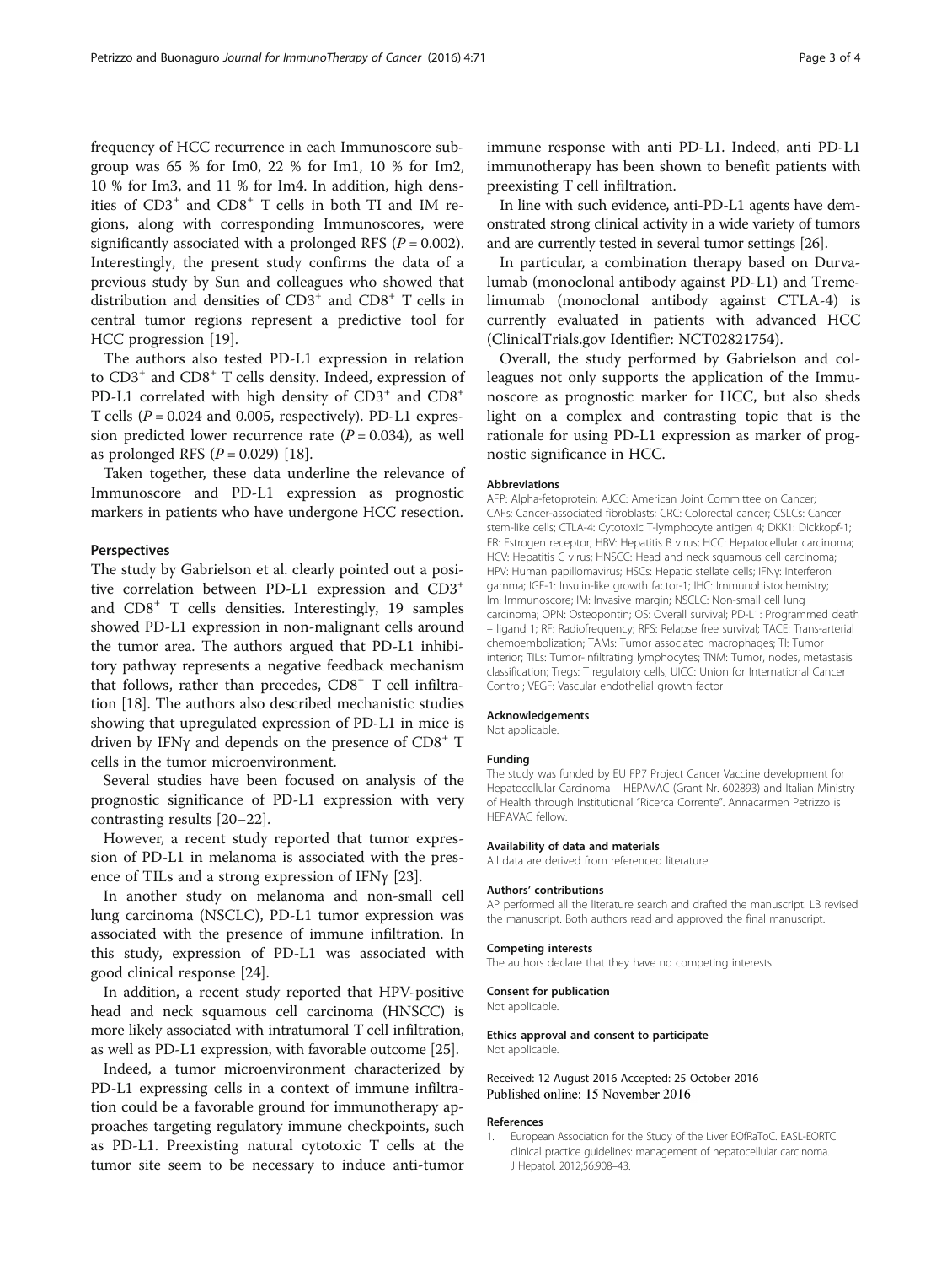frequency of HCC recurrence in each Immunoscore subgroup was 65 % for Im0, 22 % for Im1, 10 % for Im2, 10 % for Im3, and 11 % for Im4. In addition, high densities of $CD3^+$ and $CD8^+$ T cells in both TI and IM regions, along with corresponding Immunoscores, were significantly associated with a prolonged RFS ($P = 0.002$). Interestingly, the present study confirms the data of a previous study by Sun and colleagues who showed that distribution and densities of $CD3^+$ and $CD8^+$ T cells in central tumor regions represent a predictive tool for HCC progression [19].

The authors also tested PD-L1 expression in relation to $CD3^+$ and $CD8^+$ T cells density. Indeed, expression of PD-L1 correlated with high density of $CD3^+$ and $CD8^+$ T cells ($P = 0.024$ and 0.005, respectively). PD-L1 expression predicted lower recurrence rate ($P = 0.034$), as well as prolonged RFS ($P = 0.029$) [18].

Taken together, these data underline the relevance of Immunoscore and PD-L1 expression as prognostic markers in patients who have undergone HCC resection.

## Perspectives

The study by Gabrielson et al. clearly pointed out a positive correlation between PD-L1 expression and $CD3^+$ and $CD8^+$ T cells densities. Interestingly, 19 samples showed PD-L1 expression in non-malignant cells around the tumor area. The authors argued that PD-L1 inhibitory pathway represents a negative feedback mechanism that follows, rather than precedes, $CD8^+$ T cell infiltration [18]. The authors also described mechanistic studies showing that upregulated expression of PD-L1 in mice is driven by IFNγ and depends on the presence of $CD8^+$ T cells in the tumor microenvironment.

Several studies have been focused on analysis of the prognostic significance of PD-L1 expression with very contrasting results [20–22].

However, a recent study reported that tumor expression of PD-L1 in melanoma is associated with the presence of TILs and a strong expression of IFNγ [23].

In another study on melanoma and non-small cell lung carcinoma (NSCLC), PD-L1 tumor expression was associated with the presence of immune infiltration. In this study, expression of PD-L1 was associated with good clinical response [24].

In addition, a recent study reported that HPV-positive head and neck squamous cell carcinoma (HNSCC) is more likely associated with intratumoral T cell infiltration, as well as PD-L1 expression, with favorable outcome [25].

Indeed, a tumor microenvironment characterized by PD-L1 expressing cells in a context of immune infiltration could be a favorable ground for immunotherapy approaches targeting regulatory immune checkpoints, such as PD-L1. Preexisting natural cytotoxic T cells at the tumor site seem to be necessary to induce anti-tumor immune response with anti PD-L1. Indeed, anti PD-L1 immunotherapy has been shown to benefit patients with preexisting T cell infiltration.

In line with such evidence, anti-PD-L1 agents have demonstrated strong clinical activity in a wide variety of tumors and are currently tested in several tumor settings [26].

In particular, a combination therapy based on Durvalumab (monoclonal antibody against PD-L1) and Tremelimumab (monoclonal antibody against CTLA-4) is currently evaluated in patients with advanced HCC (ClinicalTrials.gov Identifier: NCT02821754).

Overall, the study performed by Gabrielson and colleagues not only supports the application of the Immunoscore as prognostic marker for HCC, but also sheds light on a complex and contrasting topic that is the rationale for using PD-L1 expression as marker of prognostic significance in HCC.

### Abbreviations

AFP: Alpha-fetoprotein; AJCC: American Joint Committee on Cancer; CAFs: Cancer-associated fibroblasts; CRC: Colorectal cancer; CSLCs: Cancer stem-like cells; CTLA-4: Cytotoxic T-lymphocyte antigen 4; DKK1: Dickkopf-1; ER: Estrogen receptor; HBV: Hepatitis B virus; HCC: Hepatocellular carcinoma; HCV: Hepatitis C virus; HNSCC: Head and neck squamous cell carcinoma; HPV: Human papillomavirus; HSCs: Hepatic stellate cells; IFNγ: Interferon gamma; IGF-1: Insulin-like growth factor-1; IHC: Immunohistochemistry; Im: Immunoscore; IM: Invasive margin; NSCLC: Non-small cell lung carcinoma; OPN: Osteopontin; OS: Overall survival; PD-L1: Programmed death – ligand 1; RF: Radiofrequency; RFS: Relapse free survival; TACE: Trans-arterial chemoembolization; TAMs: Tumor associated macrophages; TI: Tumor interior; TILs: Tumor-infiltrating lymphocytes; TNM: Tumor, nodes, metastasis classification; Tregs: T regulatory cells; UICC: Union for International Cancer Control; VEGF: Vascular endothelial growth factor

### Acknowledgements

Not applicable.

### Funding

The study was funded by EU FP7 Project Cancer Vaccine development for Hepatocellular Carcinoma – HEPAVAC (Grant Nr. 602893) and Italian Ministry of Health through Institutional "Ricerca Corrente". Annacarmen Petrizzo is HEPAVAC fellow.

### Availability of data and materials

All data are derived from referenced literature.

### Authors' contributions

AP performed all the literature search and drafted the manuscript. LB revised the manuscript. Both authors read and approved the final manuscript.

### Competing interests

The authors declare that they have no competing interests.

### Consent for publication

Not applicable.

### Ethics approval and consent to participate

Not applicable.

Received: 12 August 2016 Accepted: 25 October 2016
Published online: 15 November 2016

### References

1. European Association for the Study of the Liver EOfRaToC. EASL-EORTC clinical practice guidelines: management of hepatocellular carcinoma. J Hepatol. 2012;56:908–43.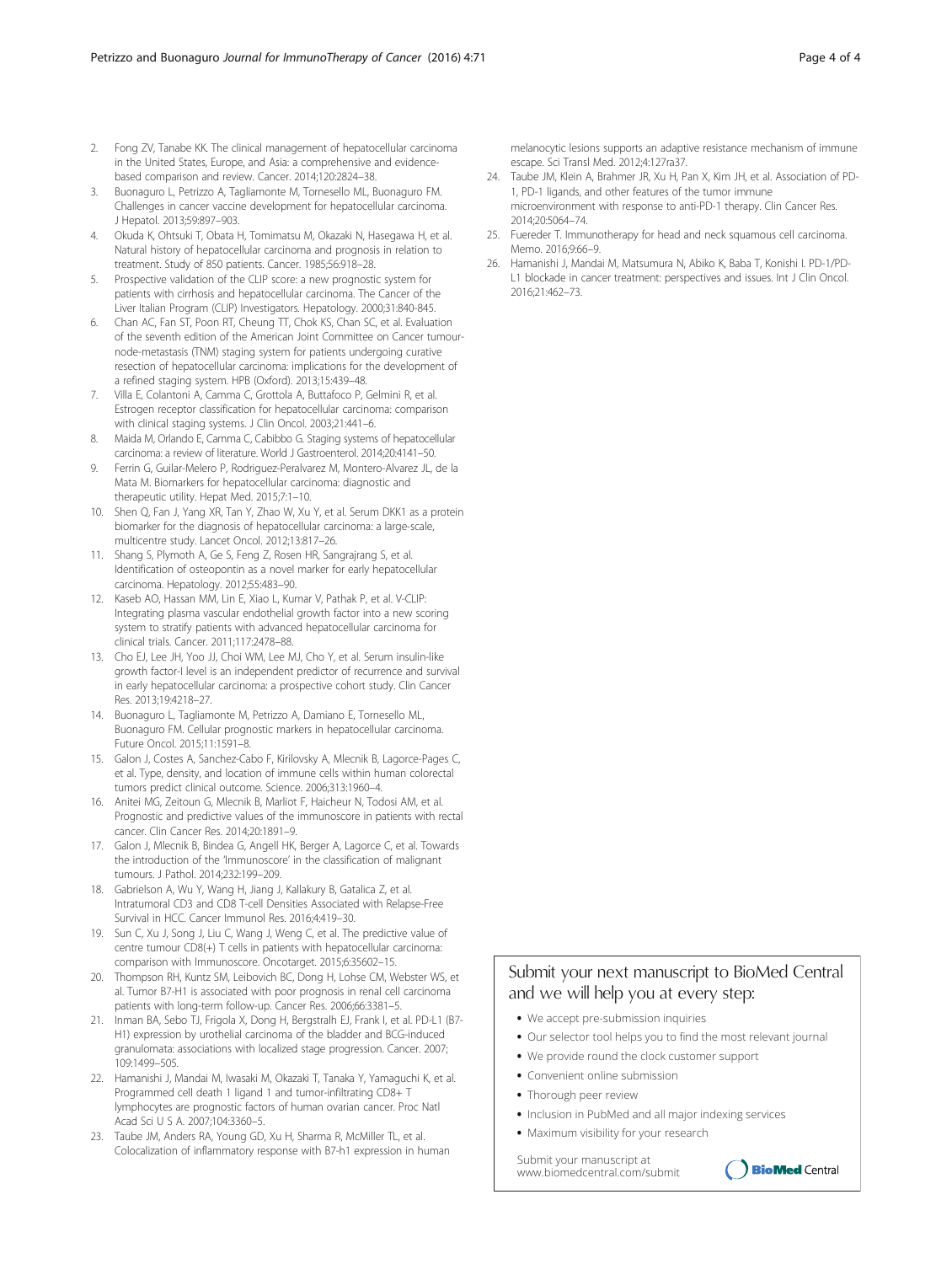2. Fong ZV, Tanabe KK. The clinical management of hepatocellular carcinoma in the United States, Europe, and Asia: a comprehensive and evidence-based comparison and review. Cancer. 2014;120:2824–38.
3. Buonaguro L, Petrizzo A, Tagliamonte M, Tornesello ML, Buonaguro FM. Challenges in cancer vaccine development for hepatocellular carcinoma. J Hepatol. 2013;59:897–903.
4. Okuda K, Ohtsuki T, Obata H, Tomimatsu M, Okazaki N, Hasegawa H, et al. Natural history of hepatocellular carcinoma and prognosis in relation to treatment. Study of 850 patients. Cancer. 1985;56:918–28.
5. Prospective validation of the CLIP score: a new prognostic system for patients with cirrhosis and hepatocellular carcinoma. The Cancer of the Liver Italian Program (CLIP) Investigators. Hepatology. 2000;31:840-845.
6. Chan AC, Fan ST, Poon RT, Cheung TT, Chok KS, Chan SC, et al. Evaluation of the seventh edition of the American Joint Committee on Cancer tumour-node-metastasis (TNM) staging system for patients undergoing curative resection of hepatocellular carcinoma: implications for the development of a refined staging system. HPB (Oxford). 2013;15:439–48.
7. Villa E, Colantoni A, Camma C, Grottola A, Buttafoco P, Gelmini R, et al. Estrogen receptor classification for hepatocellular carcinoma: comparison with clinical staging systems. J Clin Oncol. 2003;21:441–6.
8. Maida M, Orlando E, Camma C, Cabibbo G. Staging systems of hepatocellular carcinoma: a review of literature. World J Gastroenterol. 2014;20:4141–50.
9. Ferrin G, Guilar-Melero P, Rodriguez-Peralvarez M, Montero-Alvarez JL, de la Mata M. Biomarkers for hepatocellular carcinoma: diagnostic and therapeutic utility. Hepat Med. 2015;7:1–10.
10. Shen Q, Fan J, Yang XR, Tan Y, Zhao W, Xu Y, et al. Serum DKK1 as a protein biomarker for the diagnosis of hepatocellular carcinoma: a large-scale, multicentre study. Lancet Oncol. 2012;13:817–26.
11. Shang S, Plymoth A, Ge S, Feng Z, Rosen HR, Sangrajrang S, et al. Identification of osteopontin as a novel marker for early hepatocellular carcinoma. Hepatology. 2012;55:483–90.
12. Kaseb AO, Hassan MM, Lin E, Xiao L, Kumar V, Pathak P, et al. V-CLIP: Integrating plasma vascular endothelial growth factor into a new scoring system to stratify patients with advanced hepatocellular carcinoma for clinical trials. Cancer. 2011;117:2478–88.
13. Cho EJ, Lee JH, Yoo JJ, Choi WM, Lee MJ, Cho Y, et al. Serum insulin-like growth factor-I level is an independent predictor of recurrence and survival in early hepatocellular carcinoma: a prospective cohort study. Clin Cancer Res. 2013;19:4218–27.
14. Buonaguro L, Tagliamonte M, Petrizzo A, Damiano E, Tornesello ML, Buonaguro FM. Cellular prognostic markers in hepatocellular carcinoma. Future Oncol. 2015;11:1591–8.
15. Galon J, Costes A, Sanchez-Cabo F, Kirilovsky A, Mlecnik B, Lagorce-Pages C, et al. Type, density, and location of immune cells within human colorectal tumors predict clinical outcome. Science. 2006;313:1960–4.
16. Anitei MG, Zeitoun G, Mlecnik B, Marliot F, Haicheur N, Todosi AM, et al. Prognostic and predictive values of the immunoscore in patients with rectal cancer. Clin Cancer Res. 2014;20:1891–9.
17. Galon J, Mlecnik B, Bindea G, Angell HK, Berger A, Lagorce C, et al. Towards the introduction of the 'Immunoscore' in the classification of malignant tumours. J Pathol. 2014;232:199–209.
18. Gabrielson A, Wu Y, Wang H, Jiang J, Kallakury B, Gatalica Z, et al. Intratumoral CD3 and CD8 T-cell Densities Associated with Relapse-Free Survival in HCC. Cancer Immunol Res. 2016;4:419–30.
19. Sun C, Xu J, Song J, Liu C, Wang J, Weng C, et al. The predictive value of centre tumour CD8(+) T cells in patients with hepatocellular carcinoma: comparison with Immunoscore. Oncotarget. 2015;6:35602–15.
20. Thompson RH, Kuntz SM, Leibovich BC, Dong H, Lohse CM, Webster WS, et al. Tumor B7-H1 is associated with poor prognosis in renal cell carcinoma patients with long-term follow-up. Cancer Res. 2006;66:3381–5.
21. Inman BA, Sebo TJ, Frigola X, Dong H, Bergstralh EJ, Frank I, et al. PD-L1 (B7-H1) expression by urothelial carcinoma of the bladder and BCG-induced granulomata: associations with localized stage progression. Cancer. 2007; 109:1499–505.
22. Hamanishi J, Mandai M, Iwasaki M, Okazaki T, Tanaka Y, Yamaguchi K, et al. Programmed cell death 1 ligand 1 and tumor-infiltrating CD8+ T lymphocytes are prognostic factors of human ovarian cancer. Proc Natl Acad Sci U S A. 2007;104:3360–5.
23. Taube JM, Anders RA, Young GD, Xu H, Sharma R, McMiller TL, et al. Colocalization of inflammatory response with B7-h1 expression in human melanocytic lesions supports an adaptive resistance mechanism of immune escape. Sci Transl Med. 2012;4:127ra37.
24. Taube JM, Klein A, Brahmer JR, Xu H, Pan X, Kim JH, et al. Association of PD-1, PD-1 ligands, and other features of the tumor immune microenvironment with response to anti-PD-1 therapy. Clin Cancer Res. 2014;20:5064–74.
25. Fuereder T. Immunotherapy for head and neck squamous cell carcinoma. Memo. 2016;9:66–9.
26. Hamanishi J, Mandai M, Matsumura N, Abiko K, Baba T, Konishi I. PD-1/PD-L1 blockade in cancer treatment: perspectives and issues. Int J Clin Oncol. 2016;21:462–73.

Submit your next manuscript to BioMed Central and we will help you at every step:

- We accept pre-submission inquiries
- Our selector tool helps you to find the most relevant journal
- We provide round the clock customer support
- Convenient online submission
- Thorough peer review
- Inclusion in PubMed and all major indexing services
- Maximum visibility for your research

Submit your manuscript at
www.biomedcentral.com/submit

BioMed Central